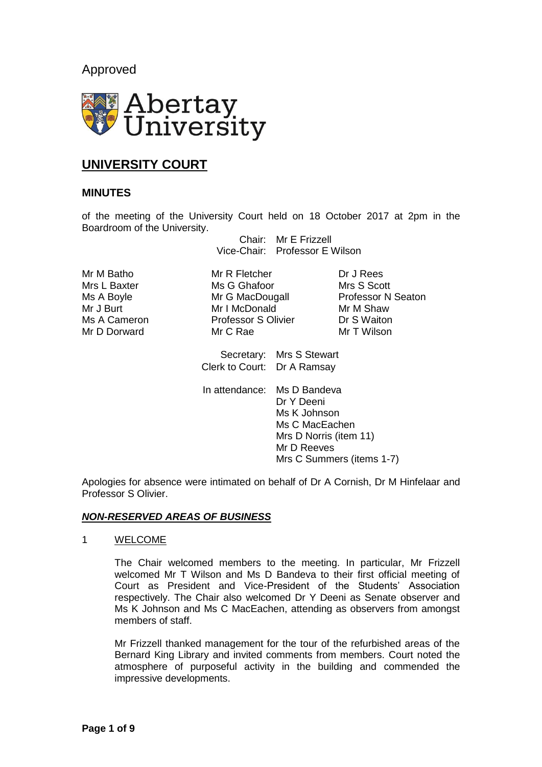Approved

# UNIVERSITY COURT

## MINUTES

of the meeting of the University Court held on 18 October 2017 at 2pm in the Boardroom of the University.

Chair: Mr E Frizzell
Vice-Chair: Professor E Wilson

Mr M Batho
Mrs L Baxter
Ms A Boyle
Mr J Burt
Ms A Cameron
Mr D Dorward
Mr R Fletcher
Ms G Ghafoor
Mr G MacDougall
Mr I McDonald
Professor S Olivier
Mr C Rae
Dr J Rees
Mrs S Scott
Professor N Seaton
Mr M Shaw
Dr S Waiton
Mr T Wilson

Secretary: Mrs S Stewart
Clerk to Court: Dr A Ramsay

In attendance: Ms D Bandeva
Dr Y Deeni
Ms K Johnson
Ms C MacEachen
Mrs D Norris (item 11)
Mr D Reeves
Mrs C Summers (items 1-7)

Apologies for absence were intimated on behalf of Dr A Cornish, Dr M Hinfelaar and Professor S Olivier.

***NON-RESERVED AREAS OF BUSINESS***

1 WELCOME

The Chair welcomed members to the meeting. In particular, Mr Frizzell welcomed Mr T Wilson and Ms D Bandeva to their first official meeting of Court as President and Vice-President of the Students' Association respectively. The Chair also welcomed Dr Y Deeni as Senate observer and Ms K Johnson and Ms C MacEachen, attending as observers from amongst members of staff.

Mr Frizzell thanked management for the tour of the refurbished areas of the Bernard King Library and invited comments from members. Court noted the atmosphere of purposeful activity in the building and commended the impressive developments.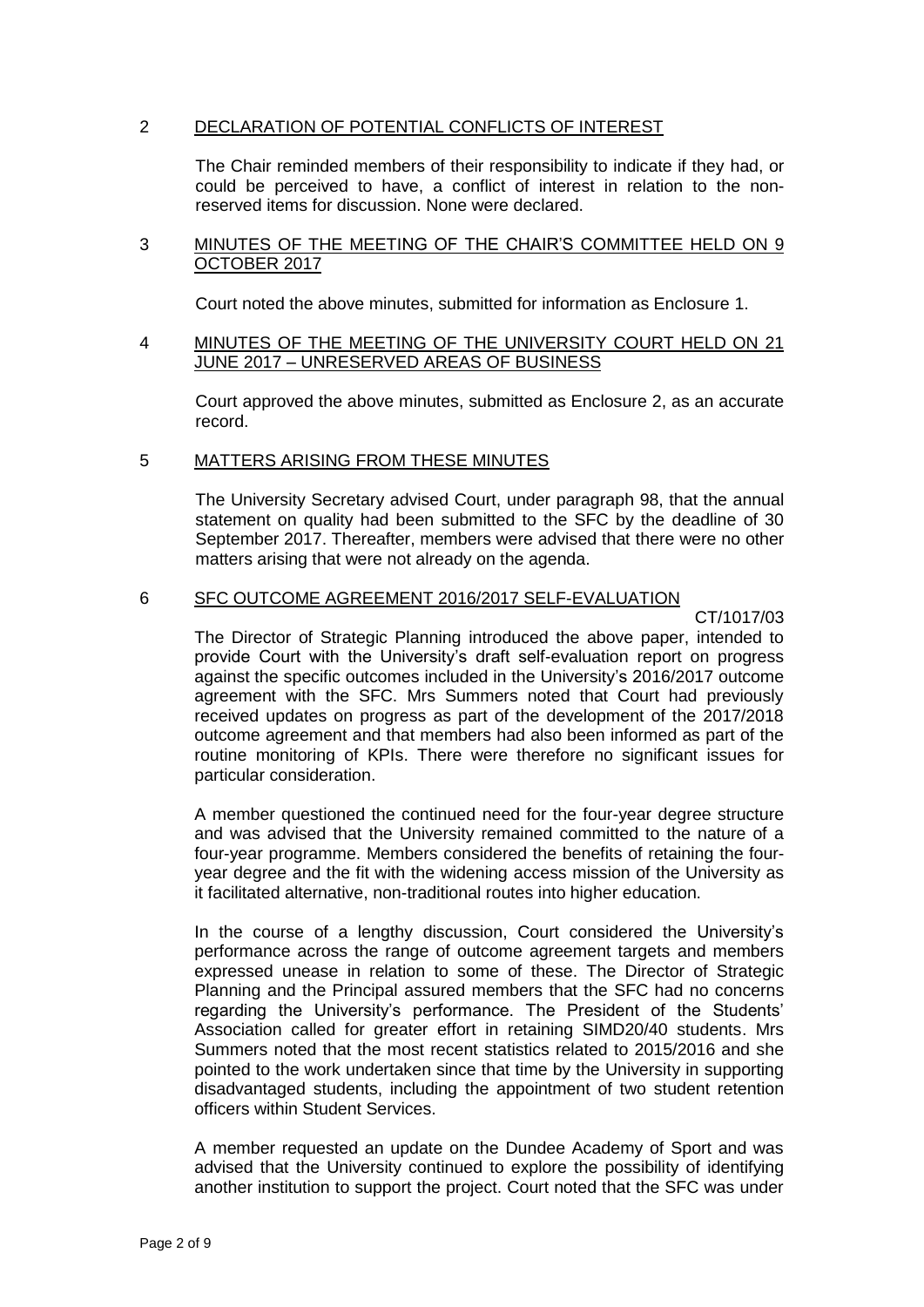## 2 DECLARATION OF POTENTIAL CONFLICTS OF INTEREST

The Chair reminded members of their responsibility to indicate if they had, or could be perceived to have, a conflict of interest in relation to the non-reserved items for discussion. None were declared.

## 3 MINUTES OF THE MEETING OF THE CHAIR'S COMMITTEE HELD ON 9 OCTOBER 2017

Court noted the above minutes, submitted for information as Enclosure 1.

## 4 MINUTES OF THE MEETING OF THE UNIVERSITY COURT HELD ON 21 JUNE 2017 – UNRESERVED AREAS OF BUSINESS

Court approved the above minutes, submitted as Enclosure 2, as an accurate record.

## 5 MATTERS ARISING FROM THESE MINUTES

The University Secretary advised Court, under paragraph 98, that the annual statement on quality had been submitted to the SFC by the deadline of 30 September 2017. Thereafter, members were advised that there were no other matters arising that were not already on the agenda.

## 6 SFC OUTCOME AGREEMENT 2016/2017 SELF-EVALUATION

CT/1017/03

The Director of Strategic Planning introduced the above paper, intended to provide Court with the University's draft self-evaluation report on progress against the specific outcomes included in the University's 2016/2017 outcome agreement with the SFC. Mrs Summers noted that Court had previously received updates on progress as part of the development of the 2017/2018 outcome agreement and that members had also been informed as part of the routine monitoring of KPIs. There were therefore no significant issues for particular consideration.

A member questioned the continued need for the four-year degree structure and was advised that the University remained committed to the nature of a four-year programme. Members considered the benefits of retaining the four-year degree and the fit with the widening access mission of the University as it facilitated alternative, non-traditional routes into higher education.

In the course of a lengthy discussion, Court considered the University's performance across the range of outcome agreement targets and members expressed unease in relation to some of these. The Director of Strategic Planning and the Principal assured members that the SFC had no concerns regarding the University's performance. The President of the Students' Association called for greater effort in retaining SIMD20/40 students. Mrs Summers noted that the most recent statistics related to 2015/2016 and she pointed to the work undertaken since that time by the University in supporting disadvantaged students, including the appointment of two student retention officers within Student Services.

A member requested an update on the Dundee Academy of Sport and was advised that the University continued to explore the possibility of identifying another institution to support the project. Court noted that the SFC was under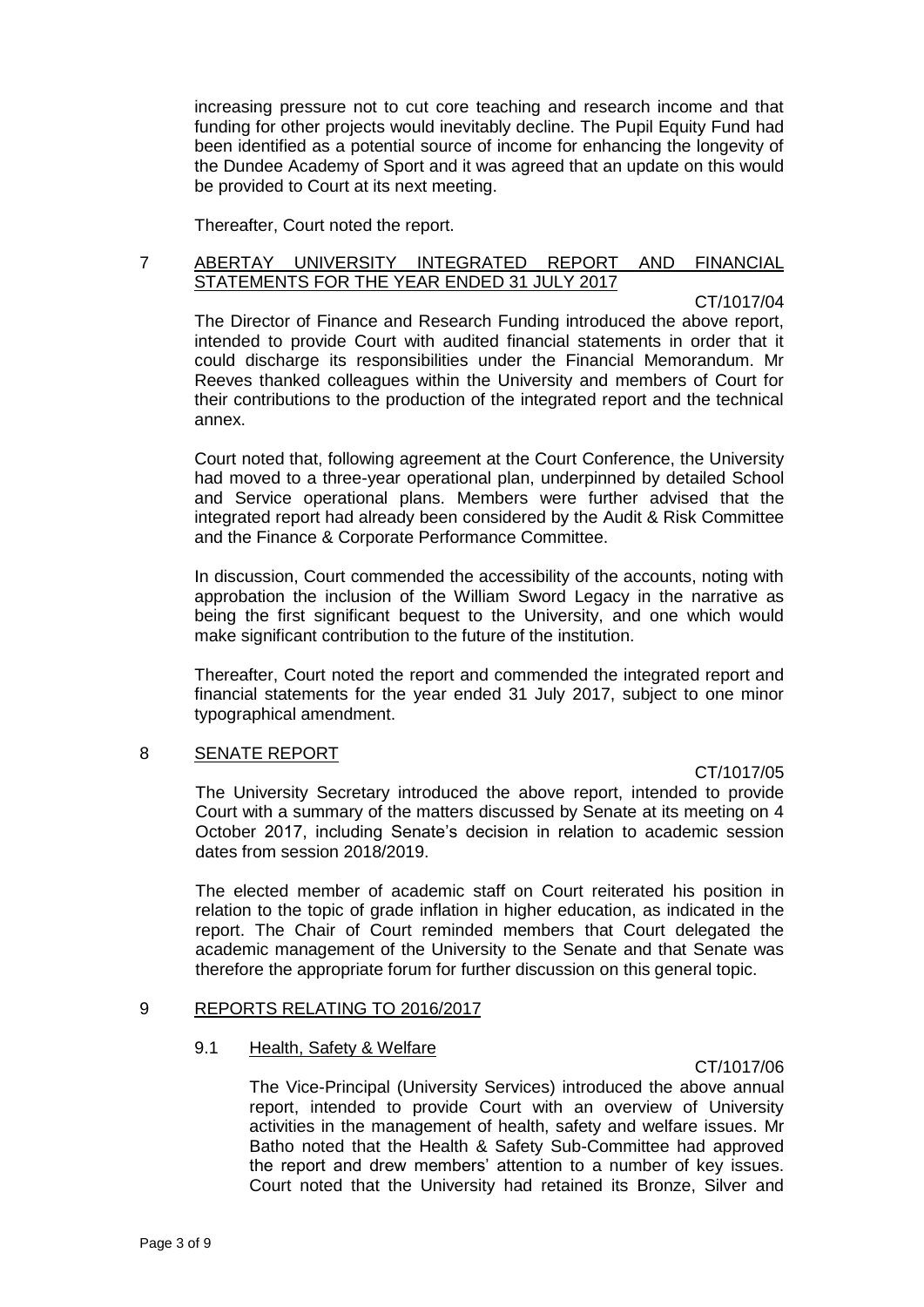increasing pressure not to cut core teaching and research income and that funding for other projects would inevitably decline. The Pupil Equity Fund had been identified as a potential source of income for enhancing the longevity of the Dundee Academy of Sport and it was agreed that an update on this would be provided to Court at its next meeting.

Thereafter, Court noted the report.

## 7 ABERTAY UNIVERSITY INTEGRATED REPORT AND FINANCIAL STATEMENTS FOR THE YEAR ENDED 31 JULY 2017

CT/1017/04

The Director of Finance and Research Funding introduced the above report, intended to provide Court with audited financial statements in order that it could discharge its responsibilities under the Financial Memorandum. Mr Reeves thanked colleagues within the University and members of Court for their contributions to the production of the integrated report and the technical annex.

Court noted that, following agreement at the Court Conference, the University had moved to a three-year operational plan, underpinned by detailed School and Service operational plans. Members were further advised that the integrated report had already been considered by the Audit & Risk Committee and the Finance & Corporate Performance Committee.

In discussion, Court commended the accessibility of the accounts, noting with approbation the inclusion of the William Sword Legacy in the narrative as being the first significant bequest to the University, and one which would make significant contribution to the future of the institution.

Thereafter, Court noted the report and commended the integrated report and financial statements for the year ended 31 July 2017, subject to one minor typographical amendment.

## 8 SENATE REPORT

CT/1017/05

The University Secretary introduced the above report, intended to provide Court with a summary of the matters discussed by Senate at its meeting on 4 October 2017, including Senate's decision in relation to academic session dates from session 2018/2019.

The elected member of academic staff on Court reiterated his position in relation to the topic of grade inflation in higher education, as indicated in the report. The Chair of Court reminded members that Court delegated the academic management of the University to the Senate and that Senate was therefore the appropriate forum for further discussion on this general topic.

## 9 REPORTS RELATING TO 2016/2017

### 9.1 Health, Safety & Welfare

CT/1017/06

The Vice-Principal (University Services) introduced the above annual report, intended to provide Court with an overview of University activities in the management of health, safety and welfare issues. Mr Batho noted that the Health & Safety Sub-Committee had approved the report and drew members' attention to a number of key issues. Court noted that the University had retained its Bronze, Silver and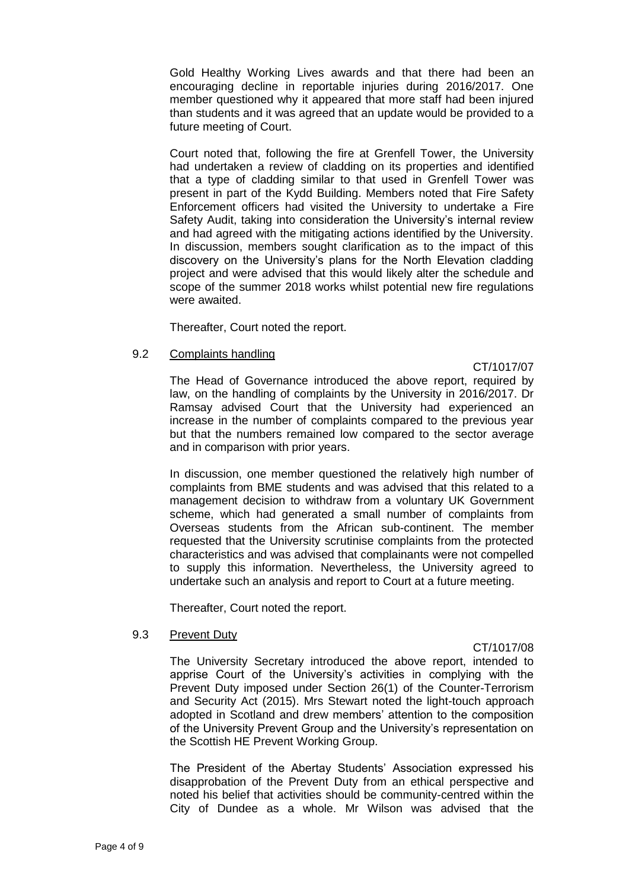Gold Healthy Working Lives awards and that there had been an encouraging decline in reportable injuries during 2016/2017. One member questioned why it appeared that more staff had been injured than students and it was agreed that an update would be provided to a future meeting of Court.

Court noted that, following the fire at Grenfell Tower, the University had undertaken a review of cladding on its properties and identified that a type of cladding similar to that used in Grenfell Tower was present in part of the Kydd Building. Members noted that Fire Safety Enforcement officers had visited the University to undertake a Fire Safety Audit, taking into consideration the University's internal review and had agreed with the mitigating actions identified by the University. In discussion, members sought clarification as to the impact of this discovery on the University's plans for the North Elevation cladding project and were advised that this would likely alter the schedule and scope of the summer 2018 works whilst potential new fire regulations were awaited.

Thereafter, Court noted the report.

9.2 Complaints handling

CT/1017/07

The Head of Governance introduced the above report, required by law, on the handling of complaints by the University in 2016/2017. Dr Ramsay advised Court that the University had experienced an increase in the number of complaints compared to the previous year but that the numbers remained low compared to the sector average and in comparison with prior years.

In discussion, one member questioned the relatively high number of complaints from BME students and was advised that this related to a management decision to withdraw from a voluntary UK Government scheme, which had generated a small number of complaints from Overseas students from the African sub-continent. The member requested that the University scrutinise complaints from the protected characteristics and was advised that complainants were not compelled to supply this information. Nevertheless, the University agreed to undertake such an analysis and report to Court at a future meeting.

Thereafter, Court noted the report.

9.3 Prevent Duty

CT/1017/08

The University Secretary introduced the above report, intended to apprise Court of the University's activities in complying with the Prevent Duty imposed under Section 26(1) of the Counter-Terrorism and Security Act (2015). Mrs Stewart noted the light-touch approach adopted in Scotland and drew members' attention to the composition of the University Prevent Group and the University's representation on the Scottish HE Prevent Working Group.

The President of the Abertay Students' Association expressed his disapprobation of the Prevent Duty from an ethical perspective and noted his belief that activities should be community-centred within the City of Dundee as a whole. Mr Wilson was advised that the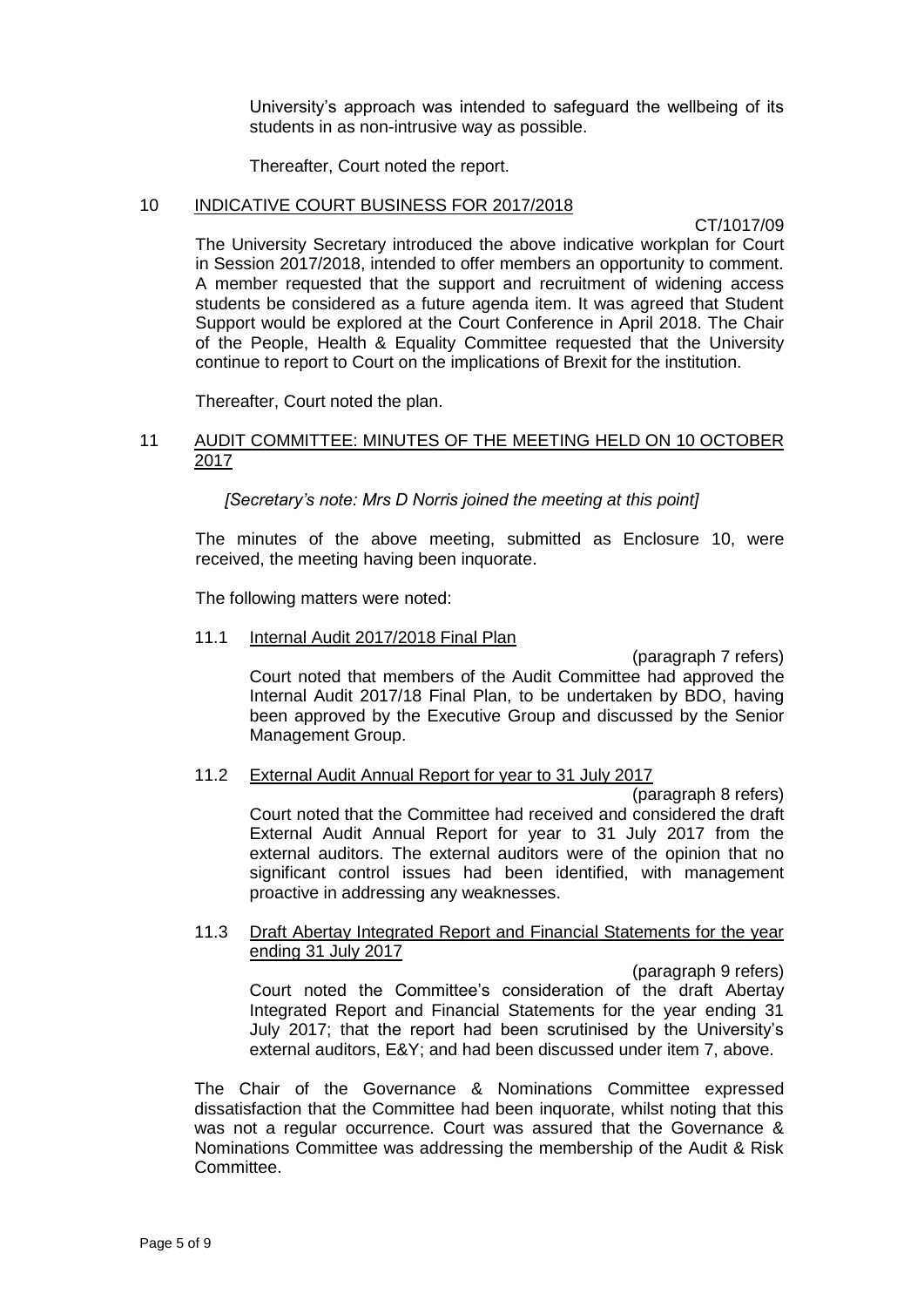University's approach was intended to safeguard the wellbeing of its students in as non-intrusive way as possible.

Thereafter, Court noted the report.

## 10 INDICATIVE COURT BUSINESS FOR 2017/2018

CT/1017/09

The University Secretary introduced the above indicative workplan for Court in Session 2017/2018, intended to offer members an opportunity to comment. A member requested that the support and recruitment of widening access students be considered as a future agenda item. It was agreed that Student Support would be explored at the Court Conference in April 2018. The Chair of the People, Health & Equality Committee requested that the University continue to report to Court on the implications of Brexit for the institution.

Thereafter, Court noted the plan.

## 11 AUDIT COMMITTEE: MINUTES OF THE MEETING HELD ON 10 OCTOBER 2017

*[Secretary's note: Mrs D Norris joined the meeting at this point]*

The minutes of the above meeting, submitted as Enclosure 10, were received, the meeting having been inquorate.

The following matters were noted:

### 11.1 Internal Audit 2017/2018 Final Plan

(paragraph 7 refers)

Court noted that members of the Audit Committee had approved the Internal Audit 2017/18 Final Plan, to be undertaken by BDO, having been approved by the Executive Group and discussed by the Senior Management Group.

### 11.2 External Audit Annual Report for year to 31 July 2017

(paragraph 8 refers)

Court noted that the Committee had received and considered the draft External Audit Annual Report for year to 31 July 2017 from the external auditors. The external auditors were of the opinion that no significant control issues had been identified, with management proactive in addressing any weaknesses.

### 11.3 Draft Abertay Integrated Report and Financial Statements for the year ending 31 July 2017

(paragraph 9 refers)

Court noted the Committee's consideration of the draft Abertay Integrated Report and Financial Statements for the year ending 31 July 2017; that the report had been scrutinised by the University's external auditors, E&Y; and had been discussed under item 7, above.

The Chair of the Governance & Nominations Committee expressed dissatisfaction that the Committee had been inquorate, whilst noting that this was not a regular occurrence. Court was assured that the Governance & Nominations Committee was addressing the membership of the Audit & Risk Committee.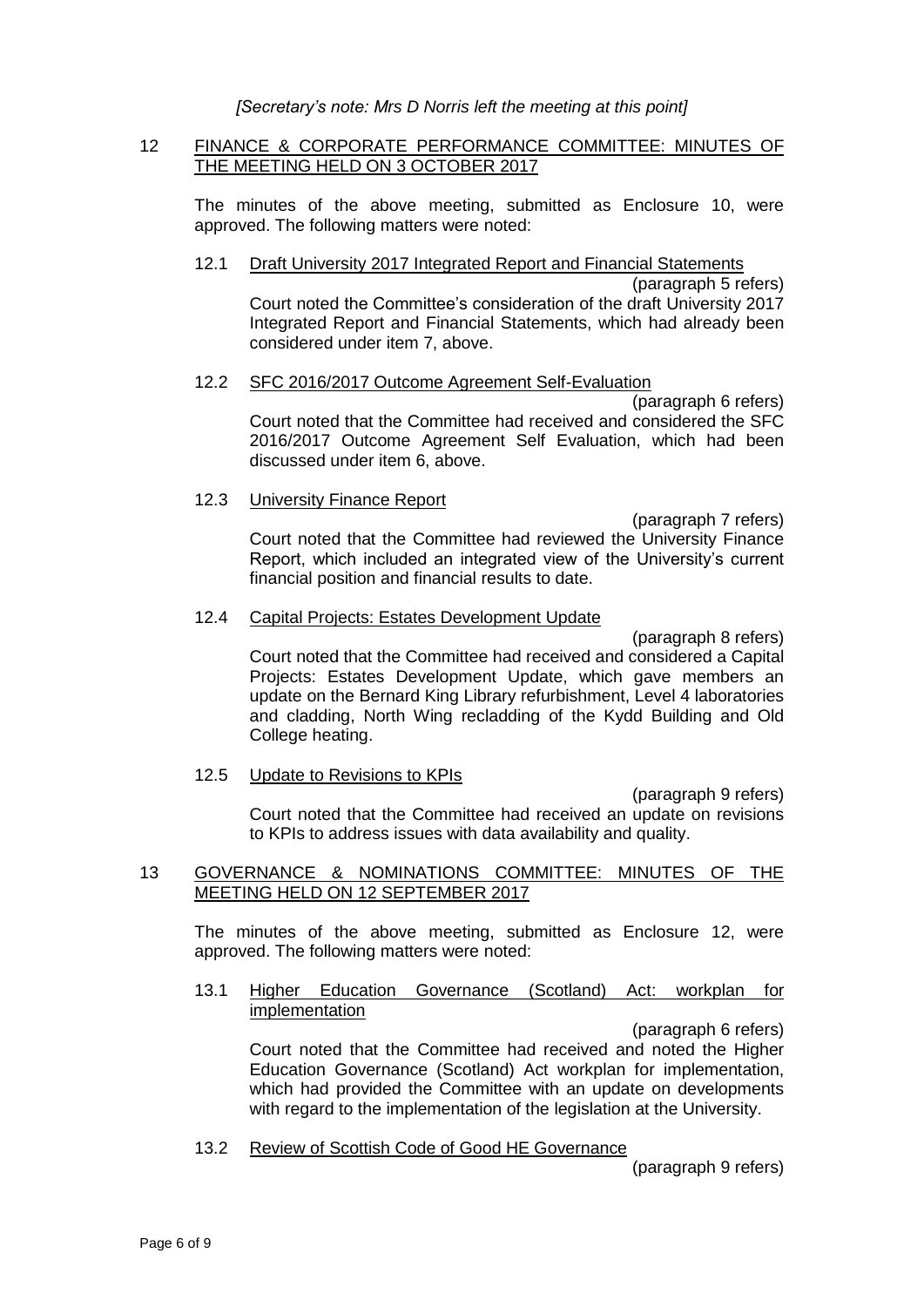*[Secretary's note: Mrs D Norris left the meeting at this point]*

## 12 FINANCE & CORPORATE PERFORMANCE COMMITTEE: MINUTES OF THE MEETING HELD ON 3 OCTOBER 2017

The minutes of the above meeting, submitted as Enclosure 10, were approved. The following matters were noted:

### 12.1 Draft University 2017 Integrated Report and Financial Statements

(paragraph 5 refers)

Court noted the Committee's consideration of the draft University 2017 Integrated Report and Financial Statements, which had already been considered under item 7, above.

### 12.2 SFC 2016/2017 Outcome Agreement Self-Evaluation

(paragraph 6 refers)

Court noted that the Committee had received and considered the SFC 2016/2017 Outcome Agreement Self Evaluation, which had been discussed under item 6, above.

### 12.3 University Finance Report

(paragraph 7 refers)

Court noted that the Committee had reviewed the University Finance Report, which included an integrated view of the University's current financial position and financial results to date.

### 12.4 Capital Projects: Estates Development Update

(paragraph 8 refers)

Court noted that the Committee had received and considered a Capital Projects: Estates Development Update, which gave members an update on the Bernard King Library refurbishment, Level 4 laboratories and cladding, North Wing recladding of the Kydd Building and Old College heating.

### 12.5 Update to Revisions to KPIs

(paragraph 9 refers)

Court noted that the Committee had received an update on revisions to KPIs to address issues with data availability and quality.

## 13 GOVERNANCE & NOMINATIONS COMMITTEE: MINUTES OF THE MEETING HELD ON 12 SEPTEMBER 2017

The minutes of the above meeting, submitted as Enclosure 12, were approved. The following matters were noted:

### 13.1 Higher Education Governance (Scotland) Act: workplan for implementation

(paragraph 6 refers)

Court noted that the Committee had received and noted the Higher Education Governance (Scotland) Act workplan for implementation, which had provided the Committee with an update on developments with regard to the implementation of the legislation at the University.

### 13.2 Review of Scottish Code of Good HE Governance

(paragraph 9 refers)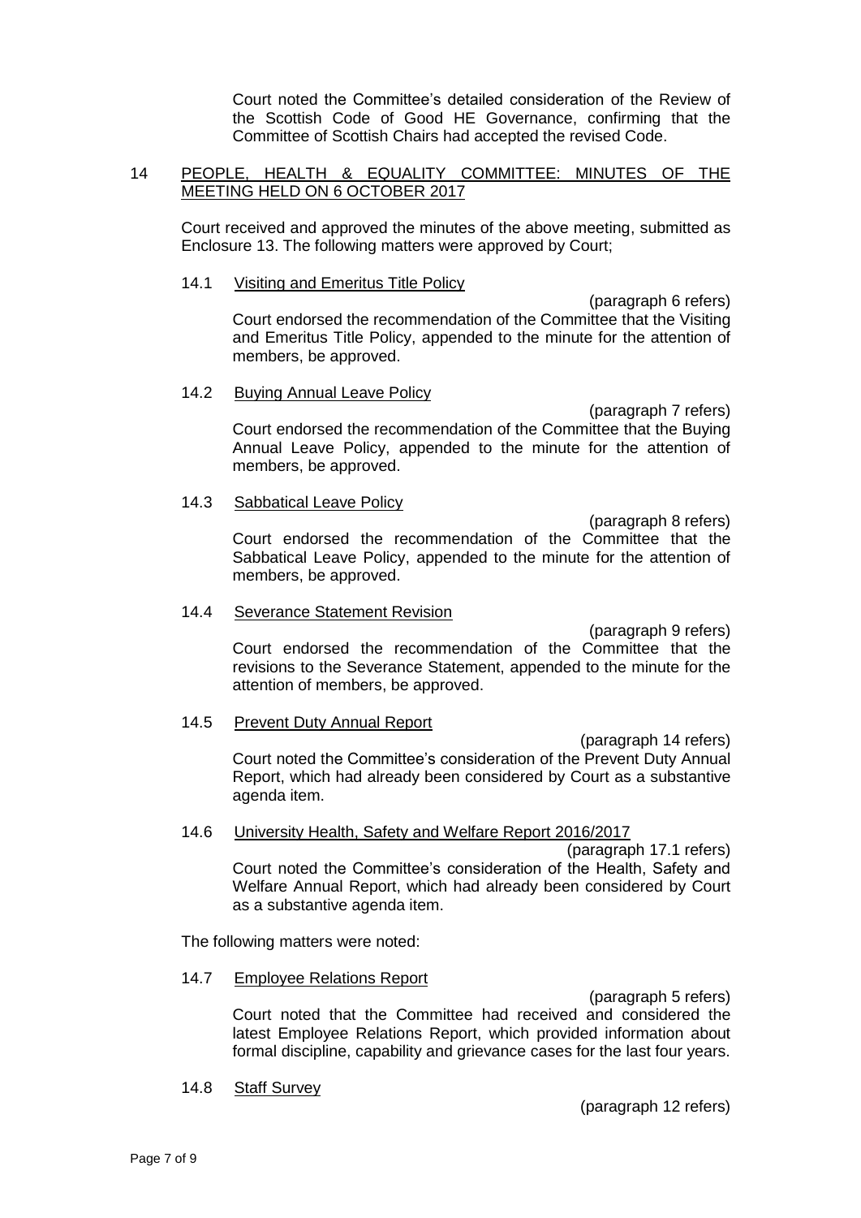Court noted the Committee's detailed consideration of the Review of the Scottish Code of Good HE Governance, confirming that the Committee of Scottish Chairs had accepted the revised Code.

## 14 PEOPLE, HEALTH & EQUALITY COMMITTEE: MINUTES OF THE MEETING HELD ON 6 OCTOBER 2017

Court received and approved the minutes of the above meeting, submitted as Enclosure 13. The following matters were approved by Court;

### 14.1 Visiting and Emeritus Title Policy

(paragraph 6 refers)

Court endorsed the recommendation of the Committee that the Visiting and Emeritus Title Policy, appended to the minute for the attention of members, be approved.

### 14.2 Buying Annual Leave Policy

(paragraph 7 refers)

Court endorsed the recommendation of the Committee that the Buying Annual Leave Policy, appended to the minute for the attention of members, be approved.

### 14.3 Sabbatical Leave Policy

(paragraph 8 refers)

Court endorsed the recommendation of the Committee that the Sabbatical Leave Policy, appended to the minute for the attention of members, be approved.

### 14.4 Severance Statement Revision

(paragraph 9 refers)

Court endorsed the recommendation of the Committee that the revisions to the Severance Statement, appended to the minute for the attention of members, be approved.

### 14.5 Prevent Duty Annual Report

(paragraph 14 refers)

Court noted the Committee's consideration of the Prevent Duty Annual Report, which had already been considered by Court as a substantive agenda item.

### 14.6 University Health, Safety and Welfare Report 2016/2017

(paragraph 17.1 refers)

Court noted the Committee's consideration of the Health, Safety and Welfare Annual Report, which had already been considered by Court as a substantive agenda item.

The following matters were noted:

### 14.7 Employee Relations Report

(paragraph 5 refers)

Court noted that the Committee had received and considered the latest Employee Relations Report, which provided information about formal discipline, capability and grievance cases for the last four years.

### 14.8 Staff Survey

(paragraph 12 refers)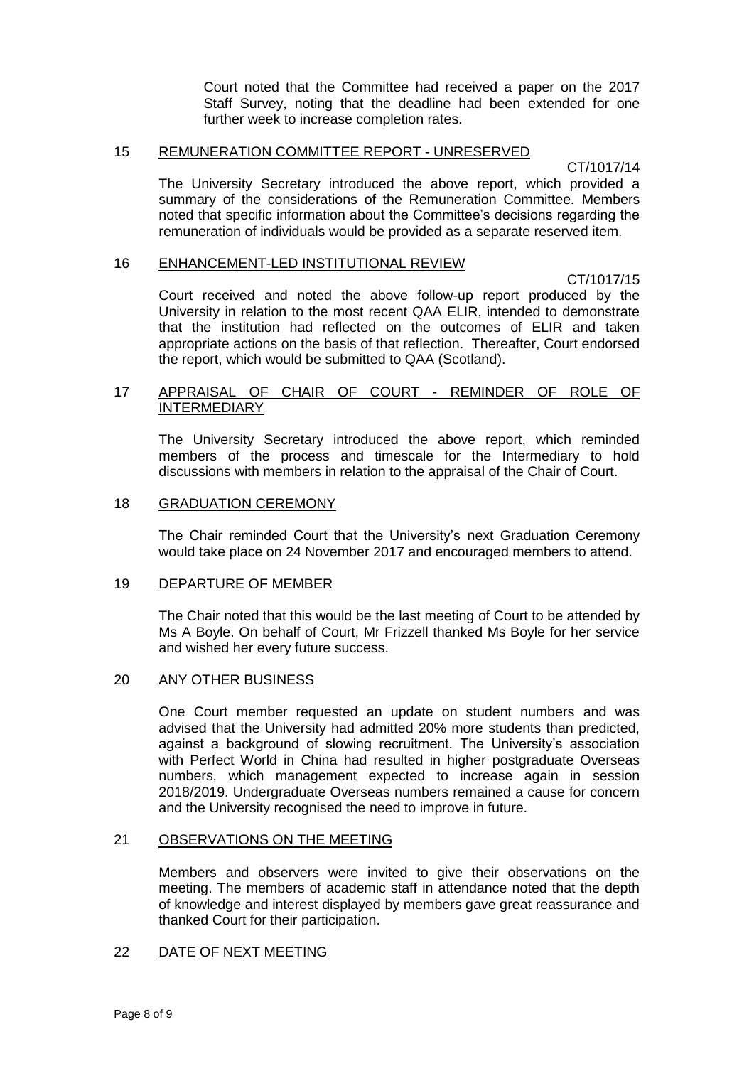Court noted that the Committee had received a paper on the 2017 Staff Survey, noting that the deadline had been extended for one further week to increase completion rates.

## 15 REMUNERATION COMMITTEE REPORT - UNRESERVED

CT/1017/14

The University Secretary introduced the above report, which provided a summary of the considerations of the Remuneration Committee. Members noted that specific information about the Committee's decisions regarding the remuneration of individuals would be provided as a separate reserved item.

## 16 ENHANCEMENT-LED INSTITUTIONAL REVIEW

CT/1017/15

Court received and noted the above follow-up report produced by the University in relation to the most recent QAA ELIR, intended to demonstrate that the institution had reflected on the outcomes of ELIR and taken appropriate actions on the basis of that reflection. Thereafter, Court endorsed the report, which would be submitted to QAA (Scotland).

## 17 APPRAISAL OF CHAIR OF COURT - REMINDER OF ROLE OF INTERMEDIARY

The University Secretary introduced the above report, which reminded members of the process and timescale for the Intermediary to hold discussions with members in relation to the appraisal of the Chair of Court.

## 18 GRADUATION CEREMONY

The Chair reminded Court that the University's next Graduation Ceremony would take place on 24 November 2017 and encouraged members to attend.

## 19 DEPARTURE OF MEMBER

The Chair noted that this would be the last meeting of Court to be attended by Ms A Boyle. On behalf of Court, Mr Frizzell thanked Ms Boyle for her service and wished her every future success.

## 20 ANY OTHER BUSINESS

One Court member requested an update on student numbers and was advised that the University had admitted 20% more students than predicted, against a background of slowing recruitment. The University's association with Perfect World in China had resulted in higher postgraduate Overseas numbers, which management expected to increase again in session 2018/2019. Undergraduate Overseas numbers remained a cause for concern and the University recognised the need to improve in future.

## 21 OBSERVATIONS ON THE MEETING

Members and observers were invited to give their observations on the meeting. The members of academic staff in attendance noted that the depth of knowledge and interest displayed by members gave great reassurance and thanked Court for their participation.

## 22 DATE OF NEXT MEETING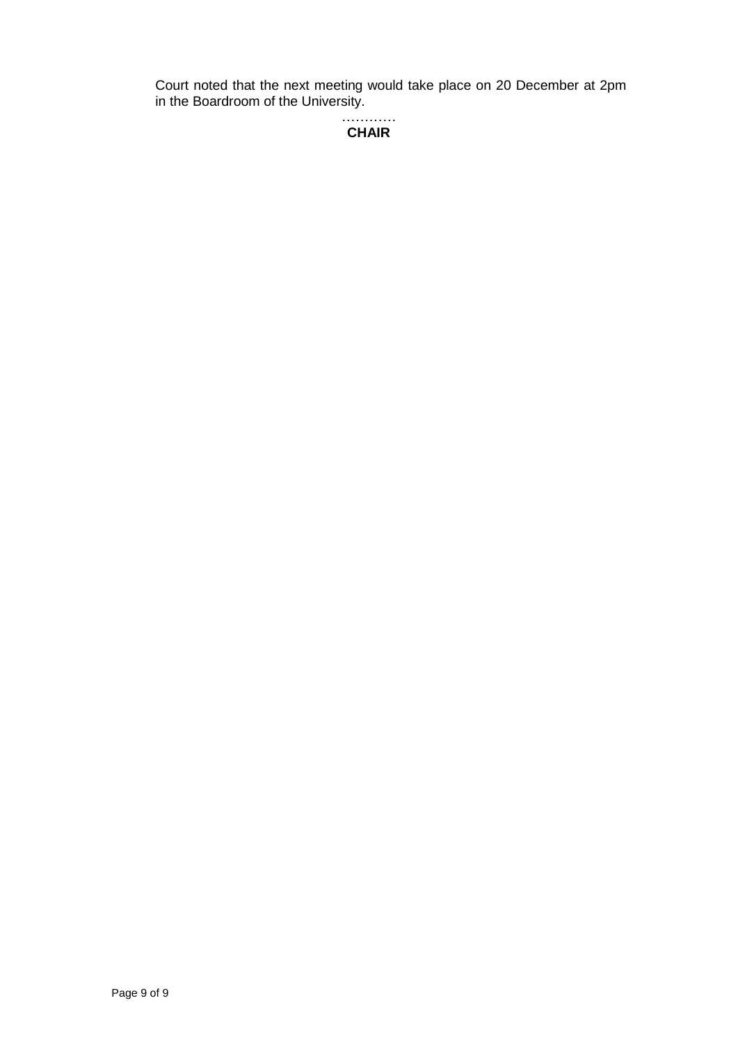Court noted that the next meeting would take place on 20 December at 2pm in the Boardroom of the University.

…………
**CHAIR**